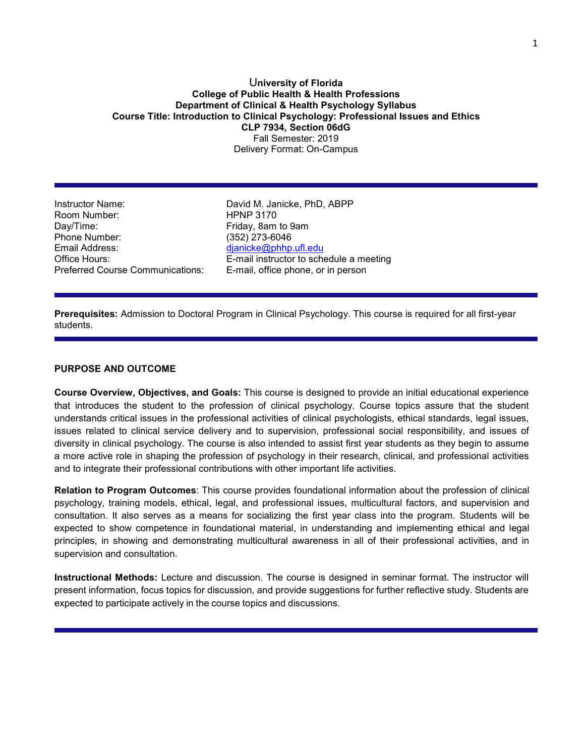# University of Florida
## College of Public Health & Health Professions
## Department of Clinical & Health Psychology Syllabus
## Course Title: Introduction to Clinical Psychology: Professional Issues and Ethics
## CLP 7934, Section 06dG

Fall Semester: 2019
Delivery Format: On-Campus

| | |
|---|---|
| Instructor Name: | David M. Janicke, PhD, ABPP |
| Room Number: | HPNP 3170 |
| Day/Time: | Friday, 8am to 9am |
| Phone Number: | (352) 273-6046 |
| Email Address: | djanicke@phhp.ufl.edu |
| Office Hours: | E-mail instructor to schedule a meeting |
| Preferred Course Communications: | E-mail, office phone, or in person |

**Prerequisites:** Admission to Doctoral Program in Clinical Psychology. This course is required for all first-year students.

### PURPOSE AND OUTCOME

**Course Overview, Objectives, and Goals:** This course is designed to provide an initial educational experience that introduces the student to the profession of clinical psychology. Course topics assure that the student understands critical issues in the professional activities of clinical psychologists, ethical standards, legal issues, issues related to clinical service delivery and to supervision, professional social responsibility, and issues of diversity in clinical psychology. The course is also intended to assist first year students as they begin to assume a more active role in shaping the profession of psychology in their research, clinical, and professional activities and to integrate their professional contributions with other important life activities.

**Relation to Program Outcomes**: This course provides foundational information about the profession of clinical psychology, training models, ethical, legal, and professional issues, multicultural factors, and supervision and consultation. It also serves as a means for socializing the first year class into the program. Students will be expected to show competence in foundational material, in understanding and implementing ethical and legal principles, in showing and demonstrating multicultural awareness in all of their professional activities, and in supervision and consultation.

**Instructional Methods:** Lecture and discussion. The course is designed in seminar format. The instructor will present information, focus topics for discussion, and provide suggestions for further reflective study. Students are expected to participate actively in the course topics and discussions.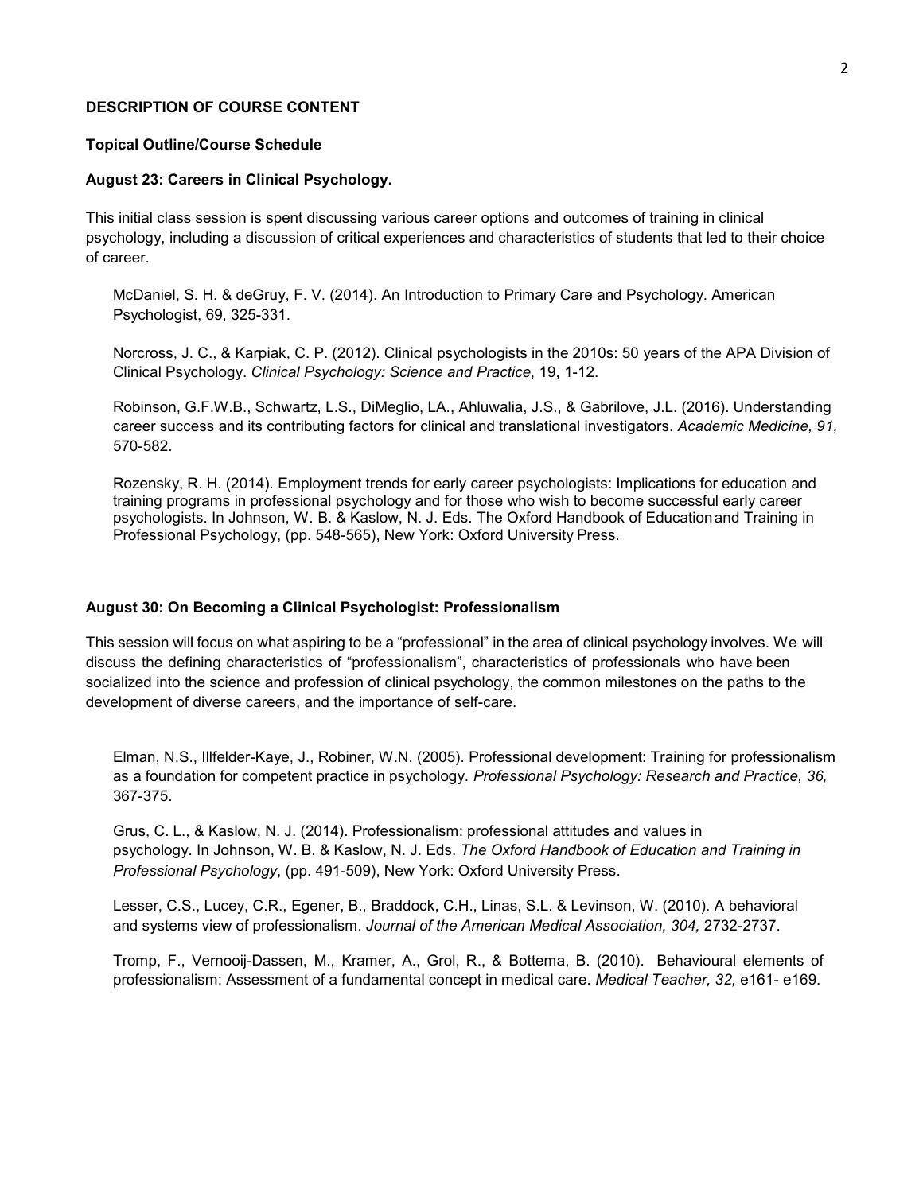## DESCRIPTION OF COURSE CONTENT

### Topical Outline/Course Schedule

### August 23: Careers in Clinical Psychology.

This initial class session is spent discussing various career options and outcomes of training in clinical psychology, including a discussion of critical experiences and characteristics of students that led to their choice of career.

McDaniel, S. H. & deGruy, F. V. (2014). An Introduction to Primary Care and Psychology. American Psychologist, 69, 325-331.

Norcross, J. C., & Karpiak, C. P. (2012). Clinical psychologists in the 2010s: 50 years of the APA Division of Clinical Psychology. *Clinical Psychology: Science and Practice*, 19, 1-12.

Robinson, G.F.W.B., Schwartz, L.S., DiMeglio, LA., Ahluwalia, J.S., & Gabrilove, J.L. (2016). Understanding career success and its contributing factors for clinical and translational investigators. *Academic Medicine, 91,* 570-582.

Rozensky, R. H. (2014). Employment trends for early career psychologists: Implications for education and training programs in professional psychology and for those who wish to become successful early career psychologists. In Johnson, W. B. & Kaslow, N. J. Eds. The Oxford Handbook of Education and Training in Professional Psychology, (pp. 548-565), New York: Oxford University Press.

### August 30: On Becoming a Clinical Psychologist: Professionalism

This session will focus on what aspiring to be a "professional" in the area of clinical psychology involves. We will discuss the defining characteristics of "professionalism", characteristics of professionals who have been socialized into the science and profession of clinical psychology, the common milestones on the paths to the development of diverse careers, and the importance of self-care.

Elman, N.S., Illfelder-Kaye, J., Robiner, W.N. (2005). Professional development: Training for professionalism as a foundation for competent practice in psychology. *Professional Psychology: Research and Practice, 36,* 367-375.

Grus, C. L., & Kaslow, N. J. (2014). Professionalism: professional attitudes and values in psychology. In Johnson, W. B. & Kaslow, N. J. Eds. *The Oxford Handbook of Education and Training in Professional Psychology*, (pp. 491-509), New York: Oxford University Press.

Lesser, C.S., Lucey, C.R., Egener, B., Braddock, C.H., Linas, S.L. & Levinson, W. (2010). A behavioral and systems view of professionalism. *Journal of the American Medical Association, 304,* 2732-2737.

Tromp, F., Vernooij-Dassen, M., Kramer, A., Grol, R., & Bottema, B. (2010). Behavioural elements of professionalism: Assessment of a fundamental concept in medical care. *Medical Teacher, 32,* e161- e169.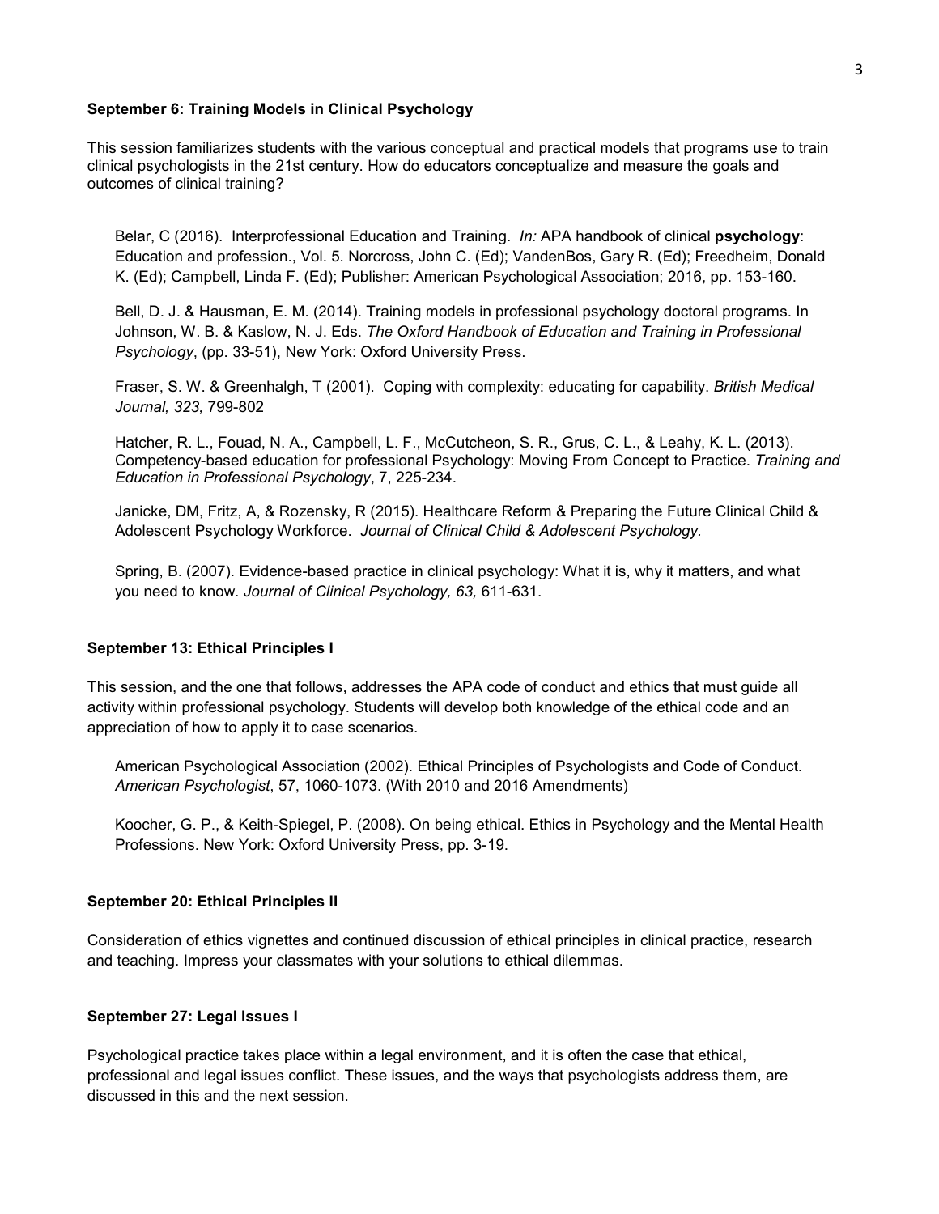**September 6: Training Models in Clinical Psychology**

This session familiarizes students with the various conceptual and practical models that programs use to train clinical psychologists in the 21st century. How do educators conceptualize and measure the goals and outcomes of clinical training?

Belar, C (2016). Interprofessional Education and Training. *In:* APA handbook of clinical **psychology**: Education and profession., Vol. 5. Norcross, John C. (Ed); VandenBos, Gary R. (Ed); Freedheim, Donald K. (Ed); Campbell, Linda F. (Ed); Publisher: American Psychological Association; 2016, pp. 153-160.

Bell, D. J. & Hausman, E. M. (2014). Training models in professional psychology doctoral programs. In Johnson, W. B. & Kaslow, N. J. Eds. *The Oxford Handbook of Education and Training in Professional Psychology*, (pp. 33-51), New York: Oxford University Press.

Fraser, S. W. & Greenhalgh, T (2001). Coping with complexity: educating for capability. *British Medical Journal, 323,* 799-802

Hatcher, R. L., Fouad, N. A., Campbell, L. F., McCutcheon, S. R., Grus, C. L., & Leahy, K. L. (2013). Competency-based education for professional Psychology: Moving From Concept to Practice. *Training and Education in Professional Psychology*, 7, 225-234.

Janicke, DM, Fritz, A, & Rozensky, R (2015). Healthcare Reform & Preparing the Future Clinical Child & Adolescent Psychology Workforce. *Journal of Clinical Child & Adolescent Psychology.*

Spring, B. (2007). Evidence-based practice in clinical psychology: What it is, why it matters, and what you need to know. *Journal of Clinical Psychology, 63,* 611-631.

**September 13: Ethical Principles I**

This session, and the one that follows, addresses the APA code of conduct and ethics that must guide all activity within professional psychology. Students will develop both knowledge of the ethical code and an appreciation of how to apply it to case scenarios.

American Psychological Association (2002). Ethical Principles of Psychologists and Code of Conduct. *American Psychologist*, 57, 1060-1073. (With 2010 and 2016 Amendments)

Koocher, G. P., & Keith-Spiegel, P. (2008). On being ethical. Ethics in Psychology and the Mental Health Professions. New York: Oxford University Press, pp. 3-19.

**September 20: Ethical Principles II**

Consideration of ethics vignettes and continued discussion of ethical principles in clinical practice, research and teaching. Impress your classmates with your solutions to ethical dilemmas.

**September 27: Legal Issues I**

Psychological practice takes place within a legal environment, and it is often the case that ethical, professional and legal issues conflict. These issues, and the ways that psychologists address them, are discussed in this and the next session.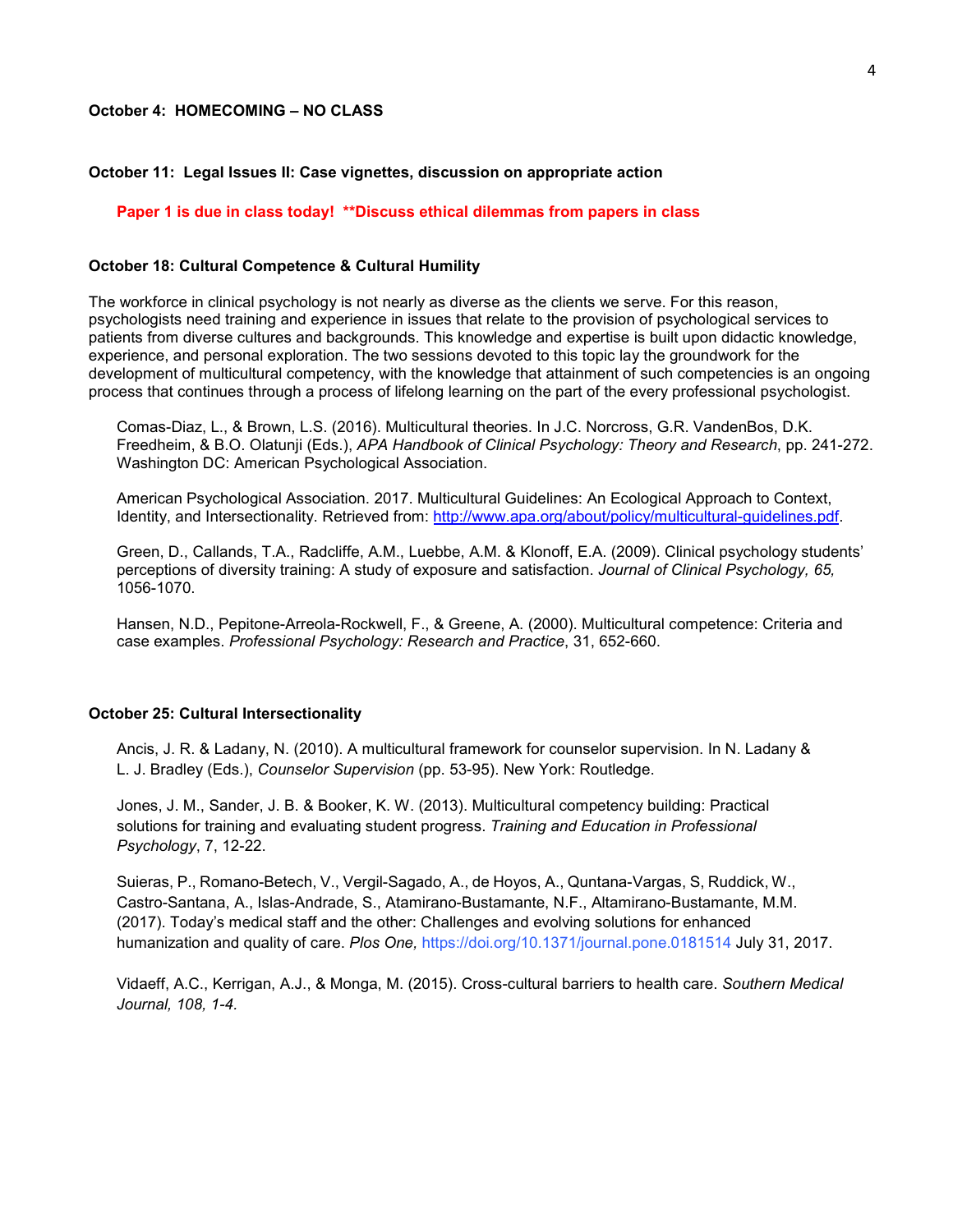**October 4: HOMECOMING – NO CLASS**

**October 11: Legal Issues II: Case vignettes, discussion on appropriate action**

> **Paper 1 is due in class today! **Discuss ethical dilemmas from papers in class**

**October 18: Cultural Competence & Cultural Humility**

The workforce in clinical psychology is not nearly as diverse as the clients we serve. For this reason, psychologists need training and experience in issues that relate to the provision of psychological services to patients from diverse cultures and backgrounds. This knowledge and expertise is built upon didactic knowledge, experience, and personal exploration. The two sessions devoted to this topic lay the groundwork for the development of multicultural competency, with the knowledge that attainment of such competencies is an ongoing process that continues through a process of lifelong learning on the part of the every professional psychologist.

> Comas-Diaz, L., & Brown, L.S. (2016). Multicultural theories. In J.C. Norcross, G.R. VandenBos, D.K. Freedheim, & B.O. Olatunji (Eds.), *APA Handbook of Clinical Psychology: Theory and Research*, pp. 241-272. Washington DC: American Psychological Association.
>
> American Psychological Association. 2017. Multicultural Guidelines: An Ecological Approach to Context, Identity, and Intersectionality. Retrieved from: http://www.apa.org/about/policy/multicultural-guidelines.pdf.
>
> Green, D., Callands, T.A., Radcliffe, A.M., Luebbe, A.M. & Klonoff, E.A. (2009). Clinical psychology students' perceptions of diversity training: A study of exposure and satisfaction. *Journal of Clinical Psychology, 65,* 1056-1070.
>
> Hansen, N.D., Pepitone-Arreola-Rockwell, F., & Greene, A. (2000). Multicultural competence: Criteria and case examples. *Professional Psychology: Research and Practice*, 31, 652-660.

**October 25: Cultural Intersectionality**

> Ancis, J. R. & Ladany, N. (2010). A multicultural framework for counselor supervision. In N. Ladany & L. J. Bradley (Eds.), *Counselor Supervision* (pp. 53-95). New York: Routledge.
>
> Jones, J. M., Sander, J. B. & Booker, K. W. (2013). Multicultural competency building: Practical solutions for training and evaluating student progress. *Training and Education in Professional Psychology*, 7, 12-22.
>
> Suieras, P., Romano-Betech, V., Vergil-Sagado, A., de Hoyos, A., Quntana-Vargas, S, Ruddick, W., Castro-Santana, A., Islas-Andrade, S., Atamirano-Bustamante, N.F., Altamirano-Bustamante, M.M. (2017). Today's medical staff and the other: Challenges and evolving solutions for enhanced humanization and quality of care. *Plos One,* https://doi.org/10.1371/journal.pone.0181514 July 31, 2017.
>
> Vidaeff, A.C., Kerrigan, A.J., & Monga, M. (2015). Cross-cultural barriers to health care. *Southern Medical Journal, 108, 1-4.*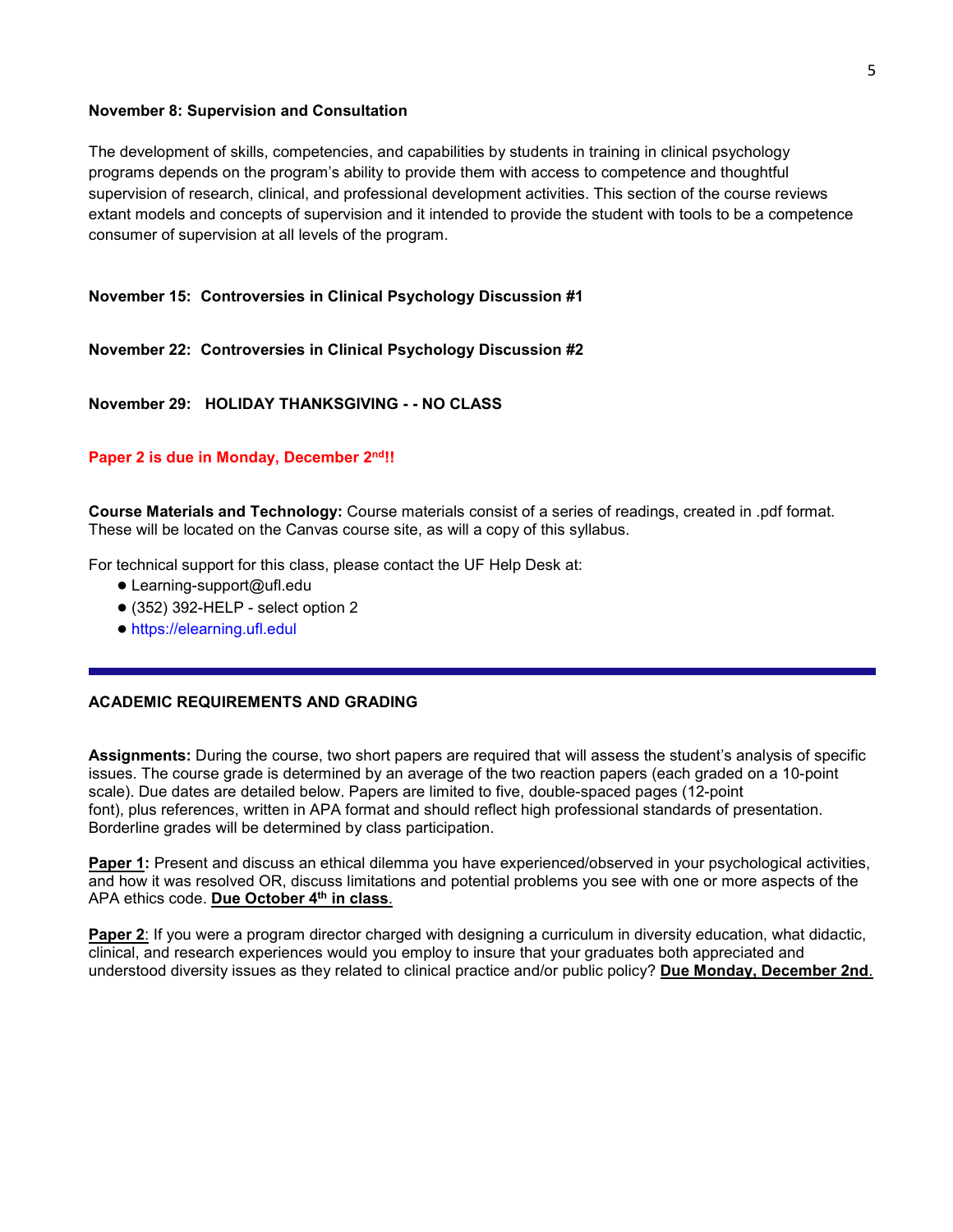**November 8: Supervision and Consultation**

The development of skills, competencies, and capabilities by students in training in clinical psychology programs depends on the program's ability to provide them with access to competence and thoughtful supervision of research, clinical, and professional development activities. This section of the course reviews extant models and concepts of supervision and it intended to provide the student with tools to be a competence consumer of supervision at all levels of the program.

**November 15: Controversies in Clinical Psychology Discussion #1**

**November 22: Controversies in Clinical Psychology Discussion #2**

**November 29: HOLIDAY THANKSGIVING - - NO CLASS**

**Paper 2 is due in Monday, December 2nd!!**

**Course Materials and Technology:** Course materials consist of a series of readings, created in .pdf format. These will be located on the Canvas course site, as will a copy of this syllabus.

For technical support for this class, please contact the UF Help Desk at:

- Learning-support@ufl.edu
- (352) 392-HELP - select option 2
- https://elearning.ufl.edul

---

**ACADEMIC REQUIREMENTS AND GRADING**

**Assignments:** During the course, two short papers are required that will assess the student's analysis of specific issues. The course grade is determined by an average of the two reaction papers (each graded on a 10-point scale). Due dates are detailed below. Papers are limited to five, double-spaced pages (12-point font), plus references, written in APA format and should reflect high professional standards of presentation. Borderline grades will be determined by class participation.

**Paper 1:** Present and discuss an ethical dilemma you have experienced/observed in your psychological activities, and how it was resolved OR, discuss limitations and potential problems you see with one or more aspects of the APA ethics code. **Due October 4th in class.**

**Paper 2**: If you were a program director charged with designing a curriculum in diversity education, what didactic, clinical, and research experiences would you employ to insure that your graduates both appreciated and understood diversity issues as they related to clinical practice and/or public policy? **Due Monday, December 2nd.**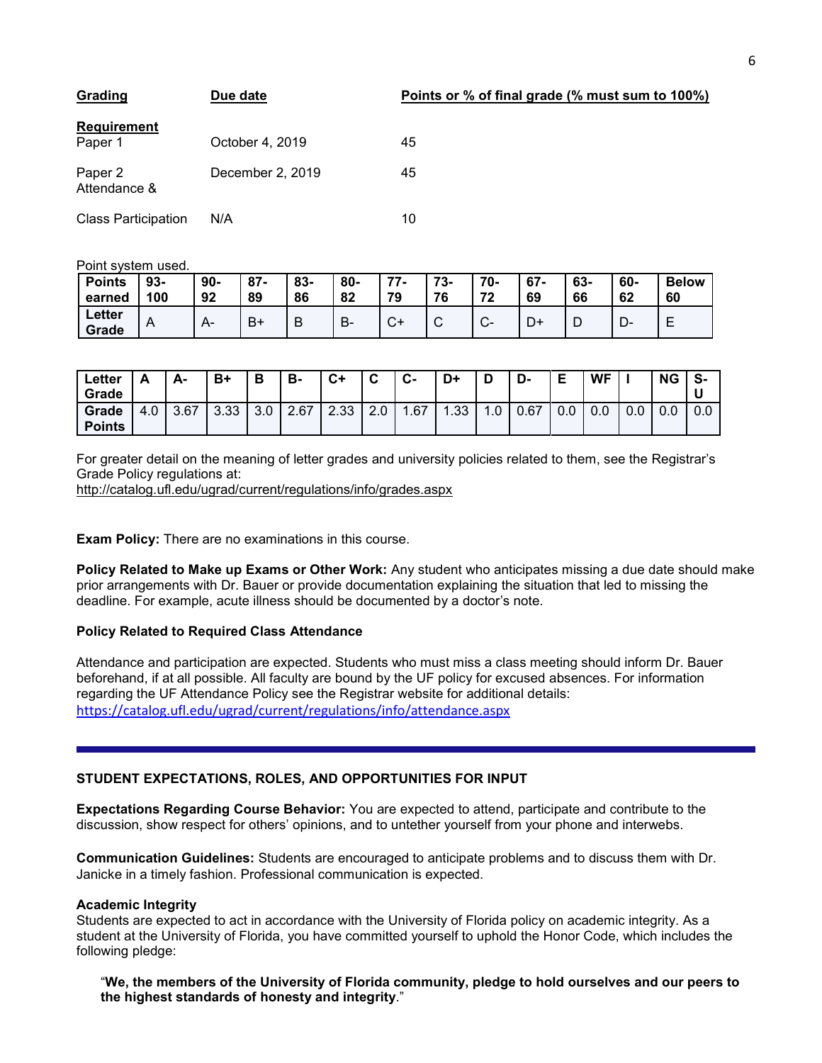| **Grading Requirement** | **Due date** | **Points or % of final grade (% must sum to 100%)** |
|---|---|---|
| Paper 1 | October 4, 2019 | 45 |
| Paper 2 | December 2, 2019 | 45 |
| Attendance & Class Participation | N/A | 10 |

Point system used.

| **Points earned** | **93-100** | **90-92** | **87-89** | **83-86** | **80-82** | **77-79** | **73-76** | **70-72** | **67-69** | **63-66** | **60-62** | **Below 60** |
|---|---|---|---|---|---|---|---|---|---|---|---|---|
| **Letter Grade** | A | A- | B+ | B | B- | C+ | C | C- | D+ | D | D- | E |

| **Letter Grade** | **A** | **A-** | **B+** | **B** | **B-** | **C+** | **C** | **C-** | **D+** | **D** | **D-** | **E** | **WF** | **I** | **NG** | **S-U** |
|---|---|---|---|---|---|---|---|---|---|---|---|---|---|---|---|---|
| **Grade Points** | 4.0 | 3.67 | 3.33 | 3.0 | 2.67 | 2.33 | 2.0 | 1.67 | 1.33 | 1.0 | 0.67 | 0.0 | 0.0 | 0.0 | 0.0 | 0.0 |

For greater detail on the meaning of letter grades and university policies related to them, see the Registrar's Grade Policy regulations at:
http://catalog.ufl.edu/ugrad/current/regulations/info/grades.aspx

**Exam Policy:** There are no examinations in this course.

**Policy Related to Make up Exams or Other Work:** Any student who anticipates missing a due date should make prior arrangements with Dr. Bauer or provide documentation explaining the situation that led to missing the deadline. For example, acute illness should be documented by a doctor's note.

**Policy Related to Required Class Attendance**

Attendance and participation are expected. Students who must miss a class meeting should inform Dr. Bauer beforehand, if at all possible. All faculty are bound by the UF policy for excused absences. For information regarding the UF Attendance Policy see the Registrar website for additional details:
https://catalog.ufl.edu/ugrad/current/regulations/info/attendance.aspx

---

## STUDENT EXPECTATIONS, ROLES, AND OPPORTUNITIES FOR INPUT

**Expectations Regarding Course Behavior:** You are expected to attend, participate and contribute to the discussion, show respect for others' opinions, and to untether yourself from your phone and interwebs.

**Communication Guidelines:** Students are encouraged to anticipate problems and to discuss them with Dr. Janicke in a timely fashion. Professional communication is expected.

**Academic Integrity**

Students are expected to act in accordance with the University of Florida policy on academic integrity. As a student at the University of Florida, you have committed yourself to uphold the Honor Code, which includes the following pledge:

> "**We, the members of the University of Florida community, pledge to hold ourselves and our peers to the highest standards of honesty and integrity**."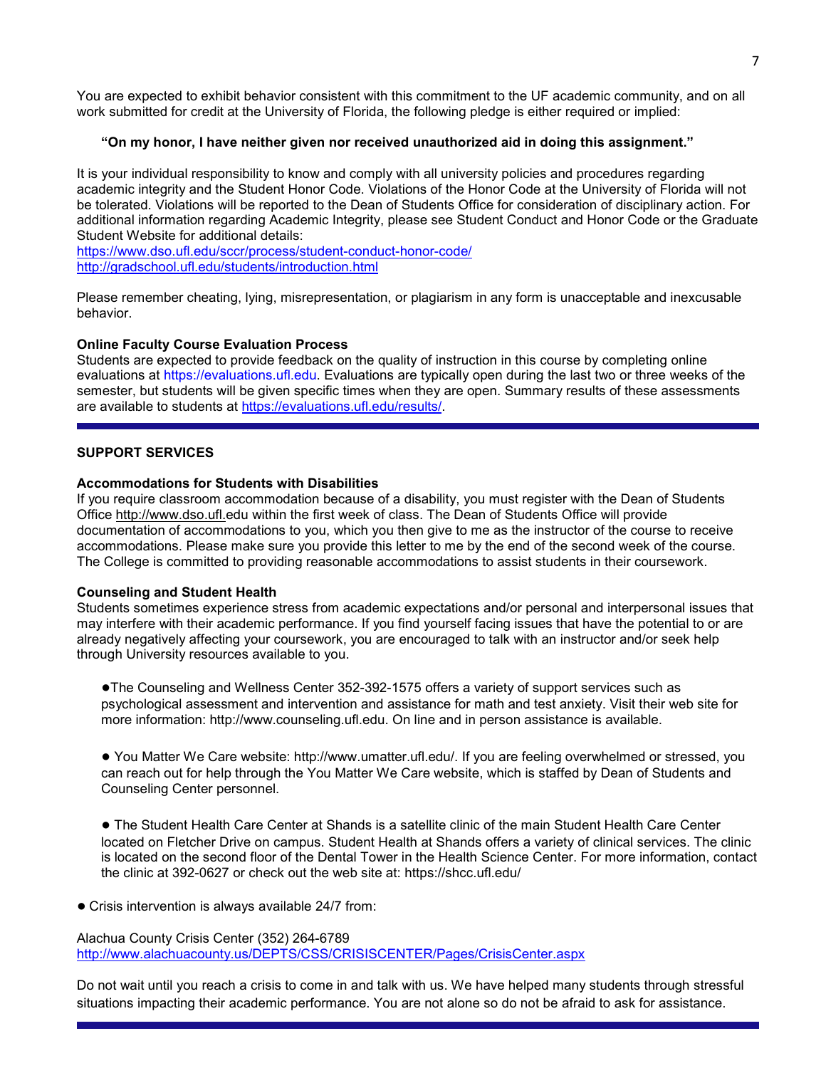You are expected to exhibit behavior consistent with this commitment to the UF academic community, and on all work submitted for credit at the University of Florida, the following pledge is either required or implied:

**"On my honor, I have neither given nor received unauthorized aid in doing this assignment."**

It is your individual responsibility to know and comply with all university policies and procedures regarding academic integrity and the Student Honor Code. Violations of the Honor Code at the University of Florida will not be tolerated. Violations will be reported to the Dean of Students Office for consideration of disciplinary action. For additional information regarding Academic Integrity, please see Student Conduct and Honor Code or the Graduate Student Website for additional details:
https://www.dso.ufl.edu/sccr/process/student-conduct-honor-code/
http://gradschool.ufl.edu/students/introduction.html

Please remember cheating, lying, misrepresentation, or plagiarism in any form is unacceptable and inexcusable behavior.

**Online Faculty Course Evaluation Process**
Students are expected to provide feedback on the quality of instruction in this course by completing online evaluations at https://evaluations.ufl.edu. Evaluations are typically open during the last two or three weeks of the semester, but students will be given specific times when they are open. Summary results of these assessments are available to students at https://evaluations.ufl.edu/results/.

## SUPPORT SERVICES

**Accommodations for Students with Disabilities**
If you require classroom accommodation because of a disability, you must register with the Dean of Students Office http://www.dso.ufl.edu within the first week of class. The Dean of Students Office will provide documentation of accommodations to you, which you then give to me as the instructor of the course to receive accommodations. Please make sure you provide this letter to me by the end of the second week of the course. The College is committed to providing reasonable accommodations to assist students in their coursework.

**Counseling and Student Health**
Students sometimes experience stress from academic expectations and/or personal and interpersonal issues that may interfere with their academic performance. If you find yourself facing issues that have the potential to or are already negatively affecting your coursework, you are encouraged to talk with an instructor and/or seek help through University resources available to you.

- The Counseling and Wellness Center 352-392-1575 offers a variety of support services such as psychological assessment and intervention and assistance for math and test anxiety. Visit their web site for more information: http://www.counseling.ufl.edu. On line and in person assistance is available.

- You Matter We Care website: http://www.umatter.ufl.edu/. If you are feeling overwhelmed or stressed, you can reach out for help through the You Matter We Care website, which is staffed by Dean of Students and Counseling Center personnel.

- The Student Health Care Center at Shands is a satellite clinic of the main Student Health Care Center located on Fletcher Drive on campus. Student Health at Shands offers a variety of clinical services. The clinic is located on the second floor of the Dental Tower in the Health Science Center. For more information, contact the clinic at 392-0627 or check out the web site at: https://shcc.ufl.edu/

- Crisis intervention is always available 24/7 from:

Alachua County Crisis Center (352) 264-6789
http://www.alachuacounty.us/DEPTS/CSS/CRISISCENTER/Pages/CrisisCenter.aspx

Do not wait until you reach a crisis to come in and talk with us. We have helped many students through stressful situations impacting their academic performance. You are not alone so do not be afraid to ask for assistance.